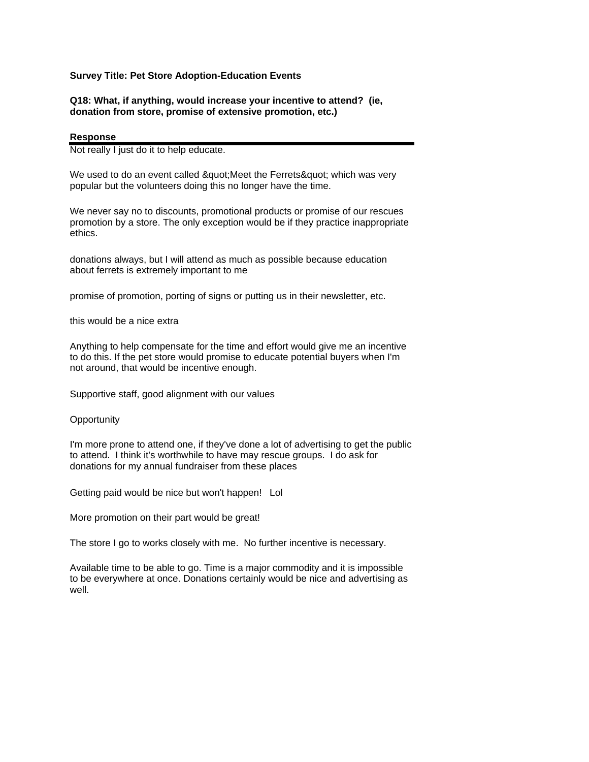**Survey Title: Pet Store Adoption-Education Events**

**Q18: What, if anything, would increase your incentive to attend? (ie, donation from store, promise of extensive promotion, etc.)**

**Response**

Not really I just do it to help educate.

We used to do an event called &quot;Meet the Ferrets&quot; which was very popular but the volunteers doing this no longer have the time.

We never say no to discounts, promotional products or promise of our rescues promotion by a store. The only exception would be if they practice inappropriate ethics.

donations always, but I will attend as much as possible because education about ferrets is extremely important to me

promise of promotion, porting of signs or putting us in their newsletter, etc.

this would be a nice extra

Anything to help compensate for the time and effort would give me an incentive to do this. If the pet store would promise to educate potential buyers when I'm not around, that would be incentive enough.

Supportive staff, good alignment with our values

Opportunity

I'm more prone to attend one, if they've done a lot of advertising to get the public to attend. I think it's worthwhile to have may rescue groups. I do ask for donations for my annual fundraiser from these places

Getting paid would be nice but won't happen! Lol

More promotion on their part would be great!

The store I go to works closely with me. No further incentive is necessary.

Available time to be able to go. Time is a major commodity and it is impossible to be everywhere at once. Donations certainly would be nice and advertising as well.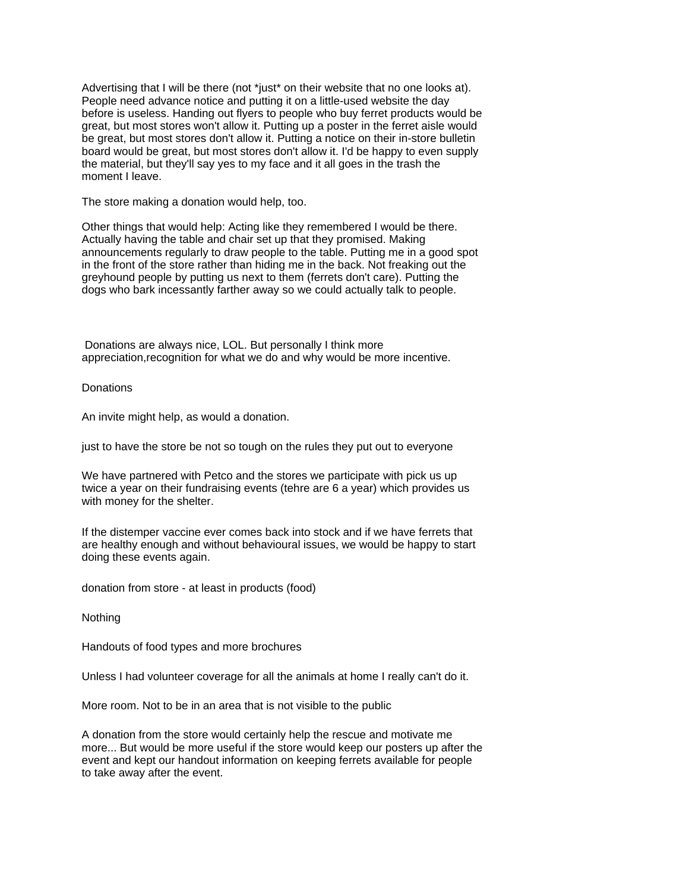Advertising that I will be there (not *just* on their website that no one looks at). People need advance notice and putting it on a little-used website the day before is useless. Handing out flyers to people who buy ferret products would be great, but most stores won't allow it. Putting up a poster in the ferret aisle would be great, but most stores don't allow it. Putting a notice on their in-store bulletin board would be great, but most stores don't allow it. I'd be happy to even supply the material, but they'll say yes to my face and it all goes in the trash the moment I leave.

The store making a donation would help, too.

Other things that would help: Acting like they remembered I would be there. Actually having the table and chair set up that they promised. Making announcements regularly to draw people to the table. Putting me in a good spot in the front of the store rather than hiding me in the back. Not freaking out the greyhound people by putting us next to them (ferrets don't care). Putting the dogs who bark incessantly farther away so we could actually talk to people.

Donations are always nice, LOL. But personally I think more appreciation,recognition for what we do and why would be more incentive.

Donations

An invite might help, as would a donation.

just to have the store be not so tough on the rules they put out to everyone

We have partnered with Petco and the stores we participate with pick us up twice a year on their fundraising events (tehre are 6 a year) which provides us with money for the shelter.

If the distemper vaccine ever comes back into stock and if we have ferrets that are healthy enough and without behavioural issues, we would be happy to start doing these events again.

donation from store - at least in products (food)

Nothing

Handouts of food types and more brochures

Unless I had volunteer coverage for all the animals at home I really can't do it.

More room. Not to be in an area that is not visible to the public

A donation from the store would certainly help the rescue and motivate me more... But would be more useful if the store would keep our posters up after the event and kept our handout information on keeping ferrets available for people to take away after the event.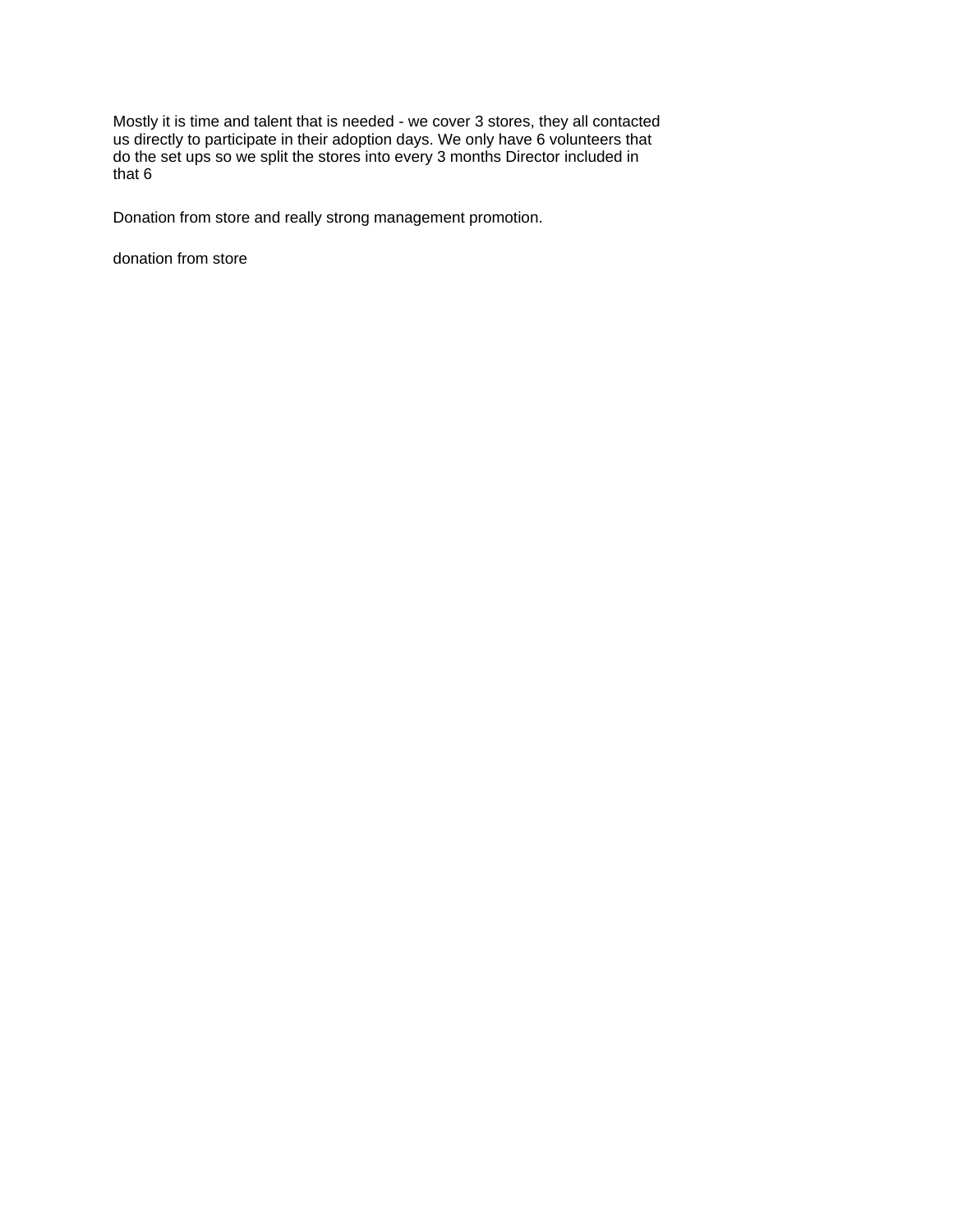Mostly it is time and talent that is needed - we cover 3 stores, they all contacted us directly to participate in their adoption days. We only have 6 volunteers that do the set ups so we split the stores into every 3 months Director included in that 6

Donation from store and really strong management promotion.

donation from store